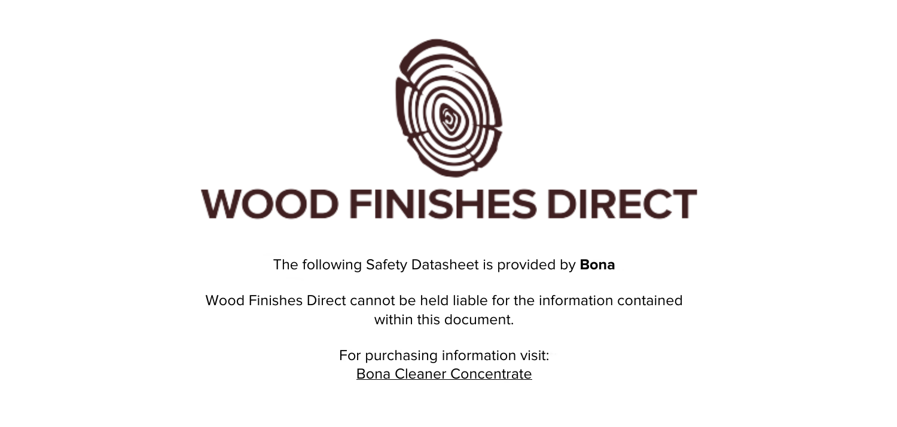# WOOD FINISHES DIRECT

The following Safety Datasheet is provided by **Bona**

Wood Finishes Direct cannot be held liable for the information contained within this document.

For purchasing information visit:
Bona Cleaner Concentrate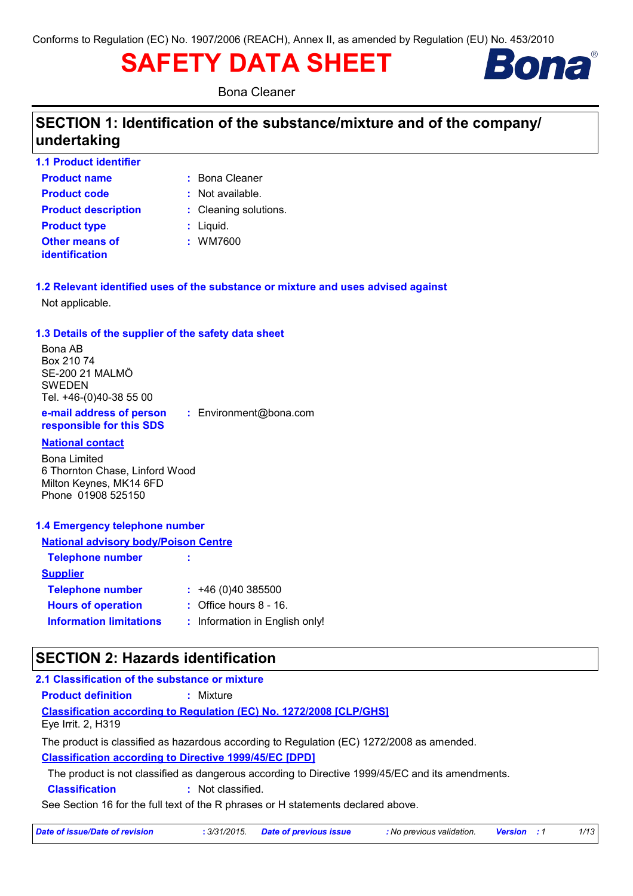Conforms to Regulation (EC) No. 1907/2006 (REACH), Annex II, as amended by Regulation (EU) No. 453/2010

# SAFETY DATA SHEET

Bona Cleaner

## SECTION 1: Identification of the substance/mixture and of the company/ undertaking

### 1.1 Product identifier

**Product name** : Bona Cleaner

**Product code** : Not available.

**Product description** : Cleaning solutions.

**Product type** : Liquid.

**Other means of identification** : WM7600

### 1.2 Relevant identified uses of the substance or mixture and uses advised against

Not applicable.

### 1.3 Details of the supplier of the safety data sheet

Bona AB
Box 210 74
SE-200 21 MALMÖ
SWEDEN
Tel. +46-(0)40-38 55 00

**e-mail address of person responsible for this SDS** : Environment@bona.com

**National contact**

Bona Limited
6 Thornton Chase, Linford Wood
Milton Keynes, MK14 6FD
Phone 01908 525150

### 1.4 Emergency telephone number

**National advisory body/Poison Centre**

**Telephone number** :

**Supplier**

**Telephone number** : +46 (0)40 385500

**Hours of operation** : Office hours 8 - 16.

**Information limitations** : Information in English only!

## SECTION 2: Hazards identification

### 2.1 Classification of the substance or mixture

**Product definition** : Mixture

**Classification according to Regulation (EC) No. 1272/2008 [CLP/GHS]**

Eye Irrit. 2, H319

The product is classified as hazardous according to Regulation (EC) 1272/2008 as amended.

**Classification according to Directive 1999/45/EC [DPD]**

The product is not classified as dangerous according to Directive 1999/45/EC and its amendments.

**Classification** : Not classified.

See Section 16 for the full text of the R phrases or H statements declared above.

*Date of issue/Date of revision : 3/31/2015. Date of previous issue : No previous validation. Version : 1*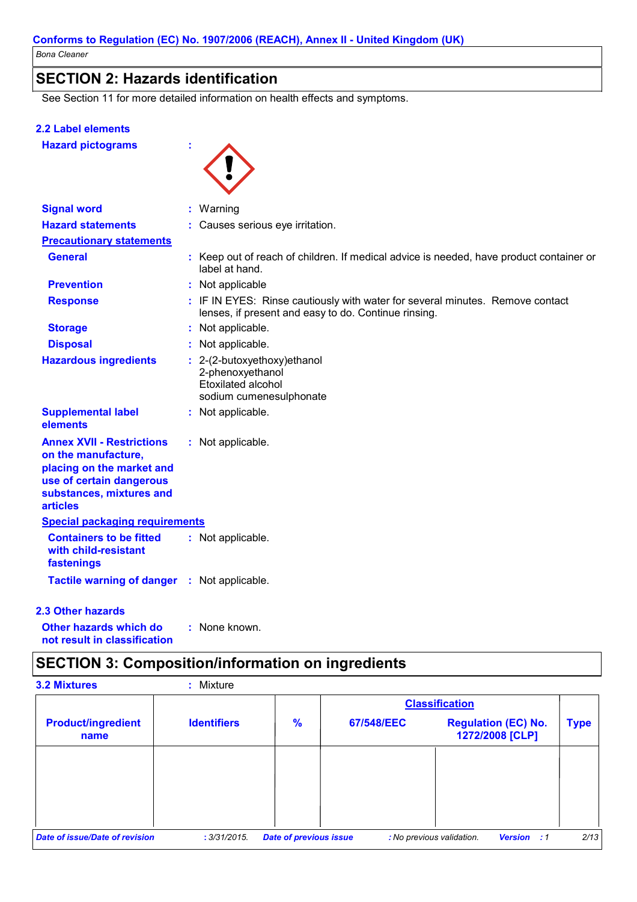Conforms to Regulation (EC) No. 1907/2006 (REACH), Annex II - United Kingdom (UK)

Bona Cleaner

## SECTION 2: Hazards identification

See Section 11 for more detailed information on health effects and symptoms.

### 2.2 Label elements

**Hazard pictograms** :

**Signal word** : Warning

**Hazard statements** : Causes serious eye irritation.

**Precautionary statements**

**General** : Keep out of reach of children. If medical advice is needed, have product container or label at hand.

**Prevention** : Not applicable

**Response** : IF IN EYES: Rinse cautiously with water for several minutes. Remove contact lenses, if present and easy to do. Continue rinsing.

**Storage** : Not applicable.

**Disposal** : Not applicable.

**Hazardous ingredients** : 2-(2-butoxyethoxy)ethanol
2-phenoxyethanol
Etoxilated alcohol
sodium cumenesulphonate

**Supplemental label elements** : Not applicable.

**Annex XVII - Restrictions on the manufacture, placing on the market and use of certain dangerous substances, mixtures and articles** : Not applicable.

**Special packaging requirements**

**Containers to be fitted with child-resistant fastenings** : Not applicable.

**Tactile warning of danger** : Not applicable.

### 2.3 Other hazards

**Other hazards which do not result in classification** : None known.

## SECTION 3: Composition/information on ingredients

**3.2 Mixtures** : Mixture

| Product/ingredient name | Identifiers | % | Classification | | Type |
|---|---|---|---|---|---|
| | | | 67/548/EEC | Regulation (EC) No. 1272/2008 [CLP] | |
| | | | | | |

*Date of issue/Date of revision* : 3/31/2015. *Date of previous issue* : No previous validation. *Version* : 1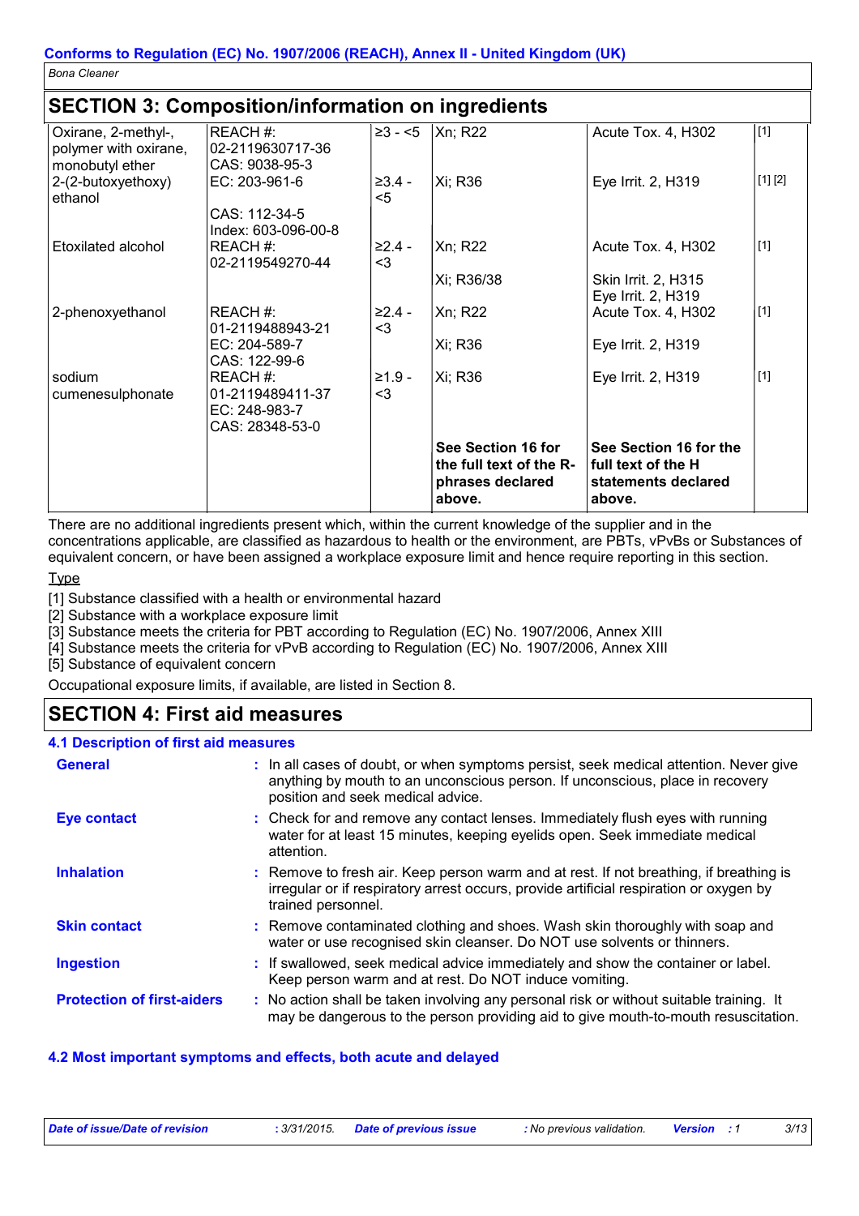Conforms to Regulation (EC) No. 1907/2006 (REACH), Annex II - United Kingdom (UK)

*Bona Cleaner*

## SECTION 3: Composition/information on ingredients

| | | | | | |
|---|---|---|---|---|---|
| Oxirane, 2-methyl-, polymer with oxirane, monobutyl ether | REACH #: 02-2119630717-36<br>CAS: 9038-95-3 | ≥3 - <5 | Xn; R22 | Acute Tox. 4, H302 | [1] |
| 2-(2-butoxyethoxy) ethanol | EC: 203-961-6<br>CAS: 112-34-5<br>Index: 603-096-00-8 | ≥3.4 - <5 | Xi; R36 | Eye Irrit. 2, H319 | [1] [2] |
| Etoxilated alcohol | REACH #: 02-2119549270-44 | ≥2.4 - <3 | Xn; R22<br>Xi; R36/38 | Acute Tox. 4, H302<br>Skin Irrit. 2, H315<br>Eye Irrit. 2, H319 | [1] |
| 2-phenoxyethanol | REACH #: 01-2119488943-21<br>EC: 204-589-7<br>CAS: 122-99-6 | ≥2.4 - <3 | Xn; R22<br>Xi; R36 | Acute Tox. 4, H302<br>Eye Irrit. 2, H319 | [1] |
| sodium cumenesulphonate | REACH #: 01-2119489411-37<br>EC: 248-983-7<br>CAS: 28348-53-0 | ≥1.9 - <3 | Xi; R36 | Eye Irrit. 2, H319 | [1] |
| | | | **See Section 16 for the full text of the R-phrases declared above.** | **See Section 16 for the full text of the H statements declared above.** | |

There are no additional ingredients present which, within the current knowledge of the supplier and in the concentrations applicable, are classified as hazardous to health or the environment, are PBTs, vPvBs or Substances of equivalent concern, or have been assigned a workplace exposure limit and hence require reporting in this section.

Type

[1] Substance classified with a health or environmental hazard
[2] Substance with a workplace exposure limit
[3] Substance meets the criteria for PBT according to Regulation (EC) No. 1907/2006, Annex XIII
[4] Substance meets the criteria for vPvB according to Regulation (EC) No. 1907/2006, Annex XIII
[5] Substance of equivalent concern

Occupational exposure limits, if available, are listed in Section 8.

## SECTION 4: First aid measures

### 4.1 Description of first aid measures

**General** : In all cases of doubt, or when symptoms persist, seek medical attention. Never give anything by mouth to an unconscious person. If unconscious, place in recovery position and seek medical advice.

**Eye contact** : Check for and remove any contact lenses. Immediately flush eyes with running water for at least 15 minutes, keeping eyelids open. Seek immediate medical attention.

**Inhalation** : Remove to fresh air. Keep person warm and at rest. If not breathing, if breathing is irregular or if respiratory arrest occurs, provide artificial respiration or oxygen by trained personnel.

**Skin contact** : Remove contaminated clothing and shoes. Wash skin thoroughly with soap and water or use recognised skin cleanser. Do NOT use solvents or thinners.

**Ingestion** : If swallowed, seek medical advice immediately and show the container or label. Keep person warm and at rest. Do NOT induce vomiting.

**Protection of first-aiders** : No action shall be taken involving any personal risk or without suitable training. It may be dangerous to the person providing aid to give mouth-to-mouth resuscitation.

### 4.2 Most important symptoms and effects, both acute and delayed

*Date of issue/Date of revision* : 3/31/2015. *Date of previous issue* : No previous validation. *Version* : 1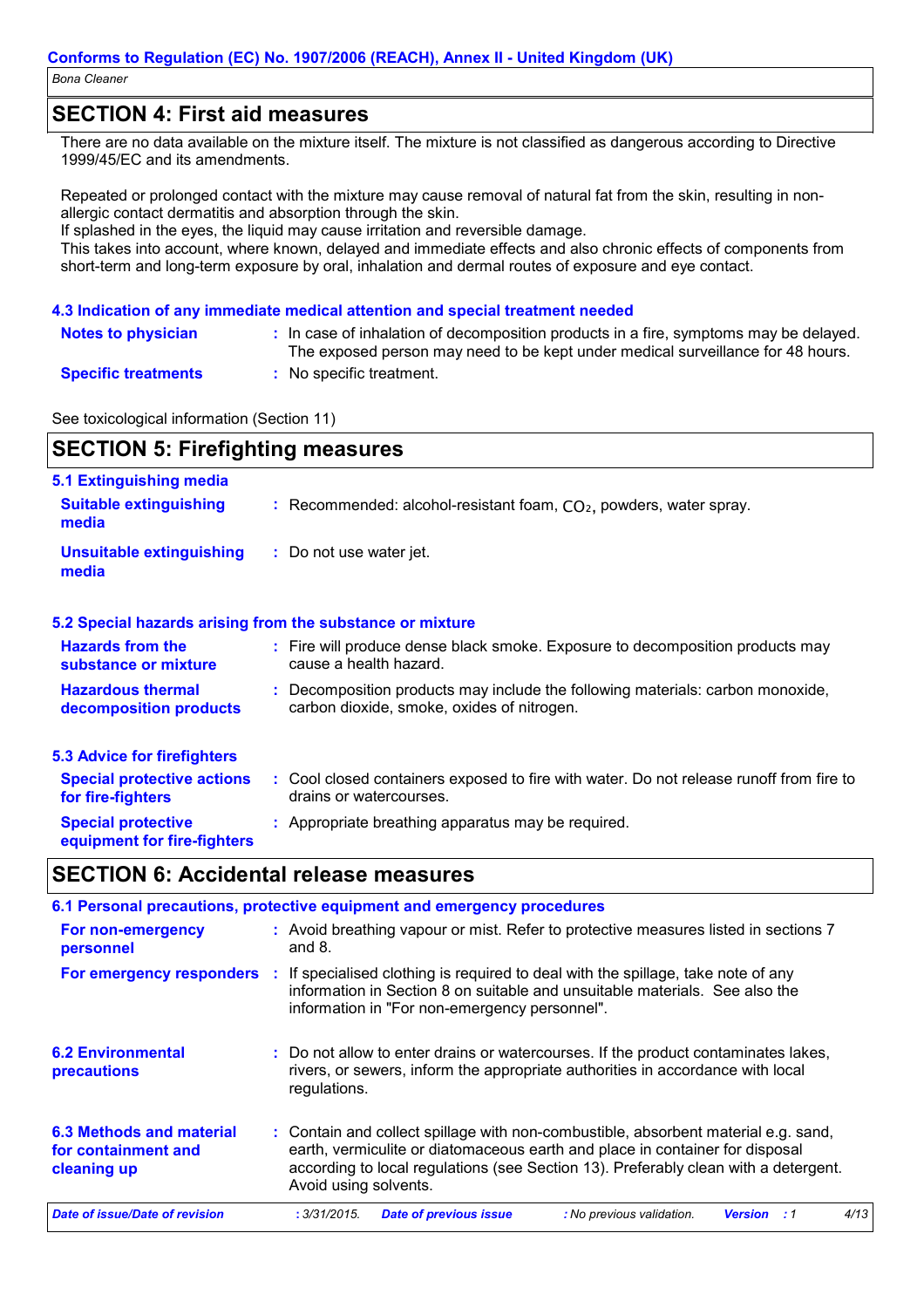## SECTION 4: First aid measures

There are no data available on the mixture itself. The mixture is not classified as dangerous according to Directive 1999/45/EC and its amendments.

Repeated or prolonged contact with the mixture may cause removal of natural fat from the skin, resulting in non-allergic contact dermatitis and absorption through the skin.
If splashed in the eyes, the liquid may cause irritation and reversible damage.
This takes into account, where known, delayed and immediate effects and also chronic effects of components from short-term and long-term exposure by oral, inhalation and dermal routes of exposure and eye contact.

### 4.3 Indication of any immediate medical attention and special treatment needed

**Notes to physician** : In case of inhalation of decomposition products in a fire, symptoms may be delayed. The exposed person may need to be kept under medical surveillance for 48 hours.

**Specific treatments** : No specific treatment.

See toxicological information (Section 11)

## SECTION 5: Firefighting measures

### 5.1 Extinguishing media

**Suitable extinguishing media** : Recommended: alcohol-resistant foam, $CO_2$, powders, water spray.

**Unsuitable extinguishing media** : Do not use water jet.

### 5.2 Special hazards arising from the substance or mixture

**Hazards from the substance or mixture** : Fire will produce dense black smoke. Exposure to decomposition products may cause a health hazard.

**Hazardous thermal decomposition products** : Decomposition products may include the following materials: carbon monoxide, carbon dioxide, smoke, oxides of nitrogen.

### 5.3 Advice for firefighters

**Special protective actions for fire-fighters** : Cool closed containers exposed to fire with water. Do not release runoff from fire to drains or watercourses.

**Special protective equipment for fire-fighters** : Appropriate breathing apparatus may be required.

## SECTION 6: Accidental release measures

### 6.1 Personal precautions, protective equipment and emergency procedures

**For non-emergency personnel** : Avoid breathing vapour or mist. Refer to protective measures listed in sections 7 and 8.

**For emergency responders** : If specialised clothing is required to deal with the spillage, take note of any information in Section 8 on suitable and unsuitable materials. See also the information in "For non-emergency personnel".

**6.2 Environmental precautions** : Do not allow to enter drains or watercourses. If the product contaminates lakes, rivers, or sewers, inform the appropriate authorities in accordance with local regulations.

**6.3 Methods and material for containment and cleaning up** : Contain and collect spillage with non-combustible, absorbent material e.g. sand, earth, vermiculite or diatomaceous earth and place in container for disposal according to local regulations (see Section 13). Preferably clean with a detergent. Avoid using solvents.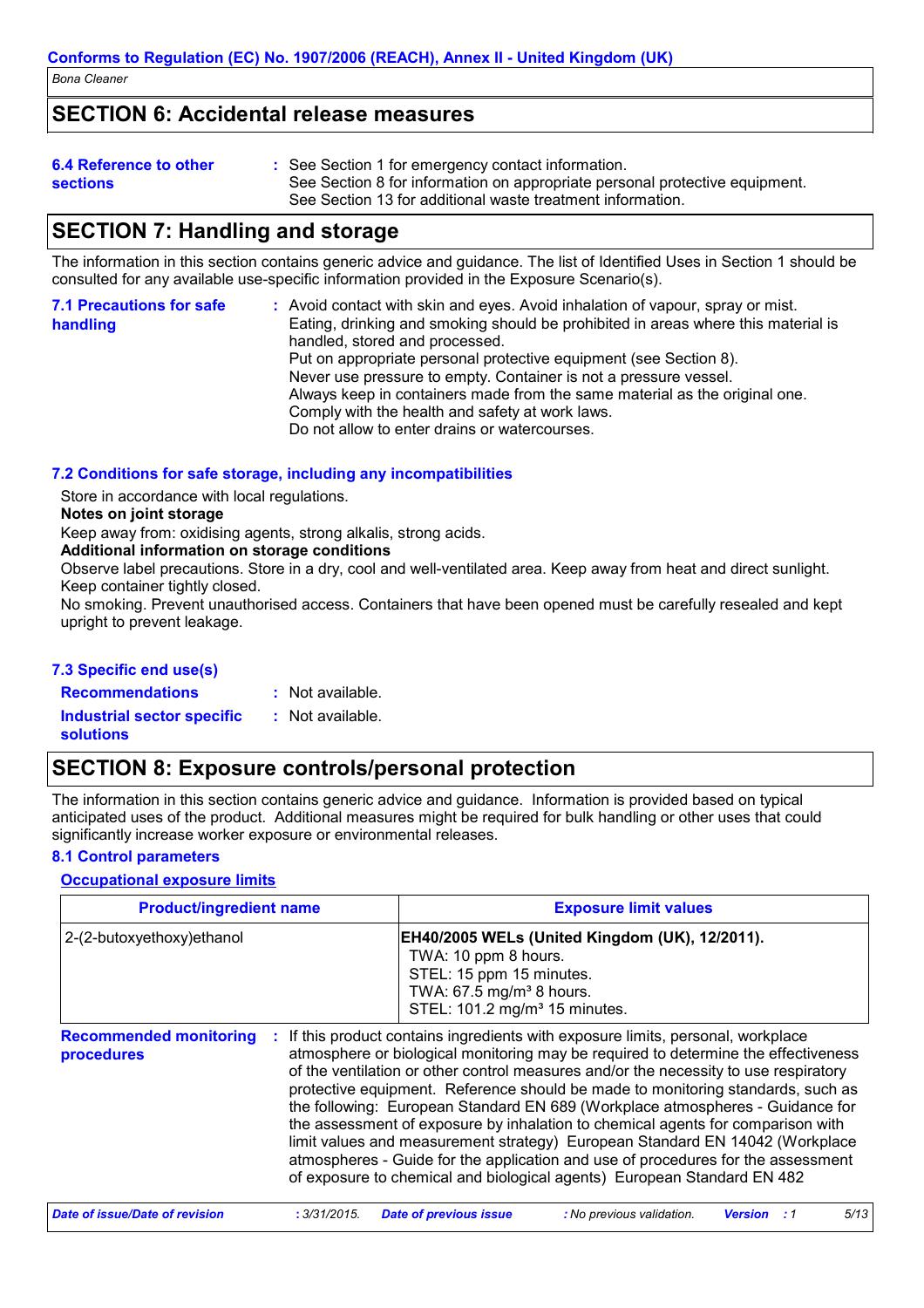## SECTION 6: Accidental release measures

**6.4 Reference to other sections** : See Section 1 for emergency contact information.
See Section 8 for information on appropriate personal protective equipment.
See Section 13 for additional waste treatment information.

## SECTION 7: Handling and storage

The information in this section contains generic advice and guidance. The list of Identified Uses in Section 1 should be consulted for any available use-specific information provided in the Exposure Scenario(s).

**7.1 Precautions for safe handling** : Avoid contact with skin and eyes. Avoid inhalation of vapour, spray or mist. Eating, drinking and smoking should be prohibited in areas where this material is handled, stored and processed.
Put on appropriate personal protective equipment (see Section 8).
Never use pressure to empty. Container is not a pressure vessel.
Always keep in containers made from the same material as the original one.
Comply with the health and safety at work laws.
Do not allow to enter drains or watercourses.

### 7.2 Conditions for safe storage, including any incompatibilities

Store in accordance with local regulations.

**Notes on joint storage**

Keep away from: oxidising agents, strong alkalis, strong acids.

**Additional information on storage conditions**

Observe label precautions. Store in a dry, cool and well-ventilated area. Keep away from heat and direct sunlight. Keep container tightly closed.
No smoking. Prevent unauthorised access. Containers that have been opened must be carefully resealed and kept upright to prevent leakage.

### 7.3 Specific end use(s)

**Recommendations** : Not available.

**Industrial sector specific solutions** : Not available.

## SECTION 8: Exposure controls/personal protection

The information in this section contains generic advice and guidance. Information is provided based on typical anticipated uses of the product. Additional measures might be required for bulk handling or other uses that could significantly increase worker exposure or environmental releases.

### 8.1 Control parameters

**Occupational exposure limits**

| Product/ingredient name | Exposure limit values |
|---|---|
| 2-(2-butoxyethoxy)ethanol | **EH40/2005 WELs (United Kingdom (UK), 12/2011).**<br>TWA: 10 ppm 8 hours.<br>STEL: 15 ppm 15 minutes.<br>TWA: 67.5 mg/m³ 8 hours.<br>STEL: 101.2 mg/m³ 15 minutes. |

**Recommended monitoring procedures** : If this product contains ingredients with exposure limits, personal, workplace atmosphere or biological monitoring may be required to determine the effectiveness of the ventilation or other control measures and/or the necessity to use respiratory protective equipment. Reference should be made to monitoring standards, such as the following: European Standard EN 689 (Workplace atmospheres - Guidance for the assessment of exposure by inhalation to chemical agents for comparison with limit values and measurement strategy) European Standard EN 14042 (Workplace atmospheres - Guide for the application and use of procedures for the assessment of exposure to chemical and biological agents) European Standard EN 482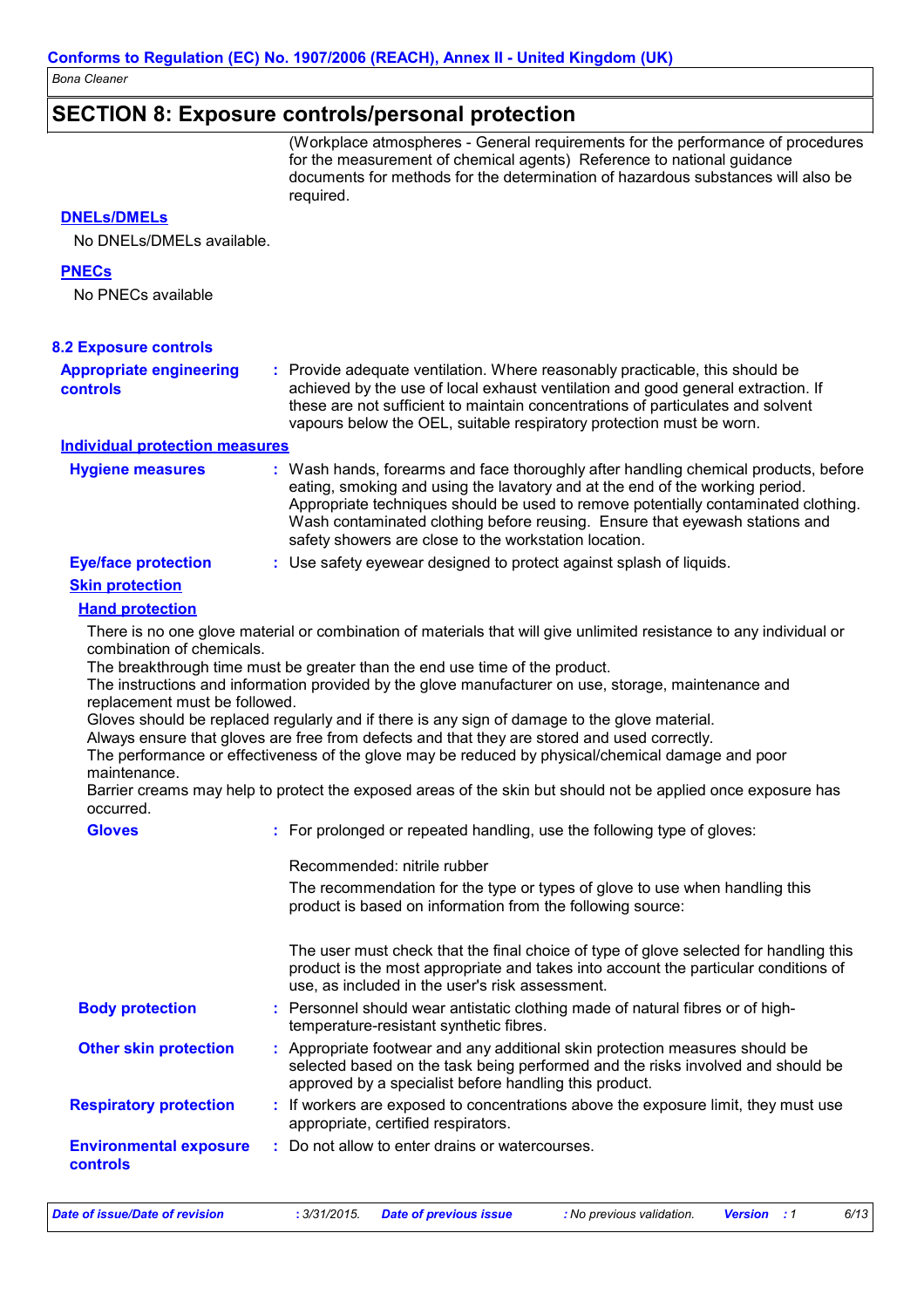## SECTION 8: Exposure controls/personal protection

(Workplace atmospheres - General requirements for the performance of procedures for the measurement of chemical agents) Reference to national guidance documents for methods for the determination of hazardous substances will also be required.

**DNELs/DMELs**

No DNELs/DMELs available.

**PNECs**

No PNECs available

### 8.2 Exposure controls

**Appropriate engineering controls** : Provide adequate ventilation. Where reasonably practicable, this should be achieved by the use of local exhaust ventilation and good general extraction. If these are not sufficient to maintain concentrations of particulates and solvent vapours below the OEL, suitable respiratory protection must be worn.

**Individual protection measures**

**Hygiene measures** : Wash hands, forearms and face thoroughly after handling chemical products, before eating, smoking and using the lavatory and at the end of the working period. Appropriate techniques should be used to remove potentially contaminated clothing. Wash contaminated clothing before reusing. Ensure that eyewash stations and safety showers are close to the workstation location.

**Eye/face protection** : Use safety eyewear designed to protect against splash of liquids.

**Skin protection**

**Hand protection**

There is no one glove material or combination of materials that will give unlimited resistance to any individual or combination of chemicals.
The breakthrough time must be greater than the end use time of the product.
The instructions and information provided by the glove manufacturer on use, storage, maintenance and replacement must be followed.
Gloves should be replaced regularly and if there is any sign of damage to the glove material.
Always ensure that gloves are free from defects and that they are stored and used correctly.
The performance or effectiveness of the glove may be reduced by physical/chemical damage and poor maintenance.
Barrier creams may help to protect the exposed areas of the skin but should not be applied once exposure has occurred.

**Gloves** : For prolonged or repeated handling, use the following type of gloves:

Recommended: nitrile rubber

The recommendation for the type or types of glove to use when handling this product is based on information from the following source:

The user must check that the final choice of type of glove selected for handling this product is the most appropriate and takes into account the particular conditions of use, as included in the user's risk assessment.

**Body protection** : Personnel should wear antistatic clothing made of natural fibres or of high-temperature-resistant synthetic fibres.

**Other skin protection** : Appropriate footwear and any additional skin protection measures should be selected based on the task being performed and the risks involved and should be approved by a specialist before handling this product.

**Respiratory protection** : If workers are exposed to concentrations above the exposure limit, they must use appropriate, certified respirators.

**Environmental exposure controls** : Do not allow to enter drains or watercourses.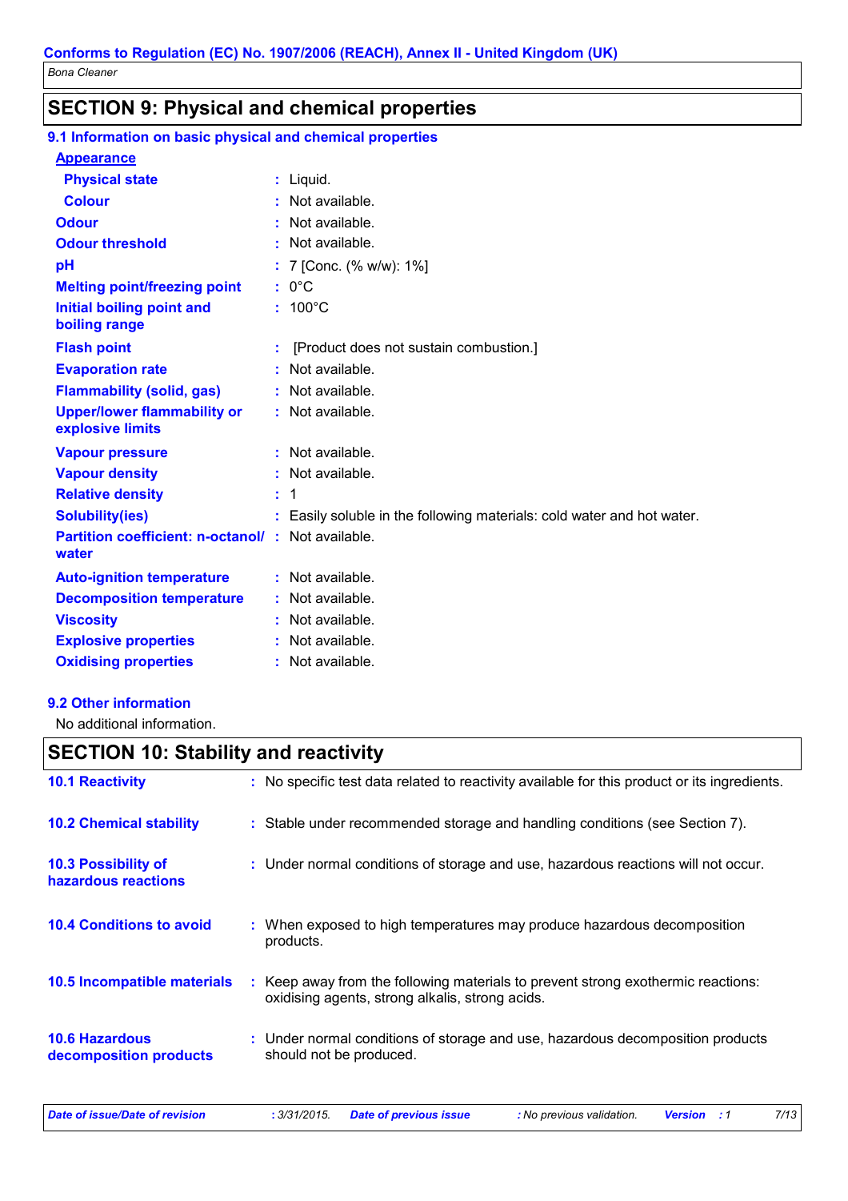## SECTION 9: Physical and chemical properties

### 9.1 Information on basic physical and chemical properties

**Appearance**

| | |
|---|---|
| **Physical state** | : Liquid. |
| **Colour** | : Not available. |
| **Odour** | : Not available. |
| **Odour threshold** | : Not available. |
| **pH** | : 7 [Conc. (% w/w): 1%] |
| **Melting point/freezing point** | : 0°C |
| **Initial boiling point and boiling range** | : 100°C |
| **Flash point** | : [Product does not sustain combustion.] |
| **Evaporation rate** | : Not available. |
| **Flammability (solid, gas)** | : Not available. |
| **Upper/lower flammability or explosive limits** | : Not available. |
| **Vapour pressure** | : Not available. |
| **Vapour density** | : Not available. |
| **Relative density** | : 1 |
| **Solubility(ies)** | : Easily soluble in the following materials: cold water and hot water. |
| **Partition coefficient: n-octanol/ water** | : Not available. |
| **Auto-ignition temperature** | : Not available. |
| **Decomposition temperature** | : Not available. |
| **Viscosity** | : Not available. |
| **Explosive properties** | : Not available. |
| **Oxidising properties** | : Not available. |

### 9.2 Other information

No additional information.

## SECTION 10: Stability and reactivity

| | |
|---|---|
| **10.1 Reactivity** | : No specific test data related to reactivity available for this product or its ingredients. |
| **10.2 Chemical stability** | : Stable under recommended storage and handling conditions (see Section 7). |
| **10.3 Possibility of hazardous reactions** | : Under normal conditions of storage and use, hazardous reactions will not occur. |
| **10.4 Conditions to avoid** | : When exposed to high temperatures may produce hazardous decomposition products. |
| **10.5 Incompatible materials** | : Keep away from the following materials to prevent strong exothermic reactions: oxidising agents, strong alkalis, strong acids. |
| **10.6 Hazardous decomposition products** | : Under normal conditions of storage and use, hazardous decomposition products should not be produced. |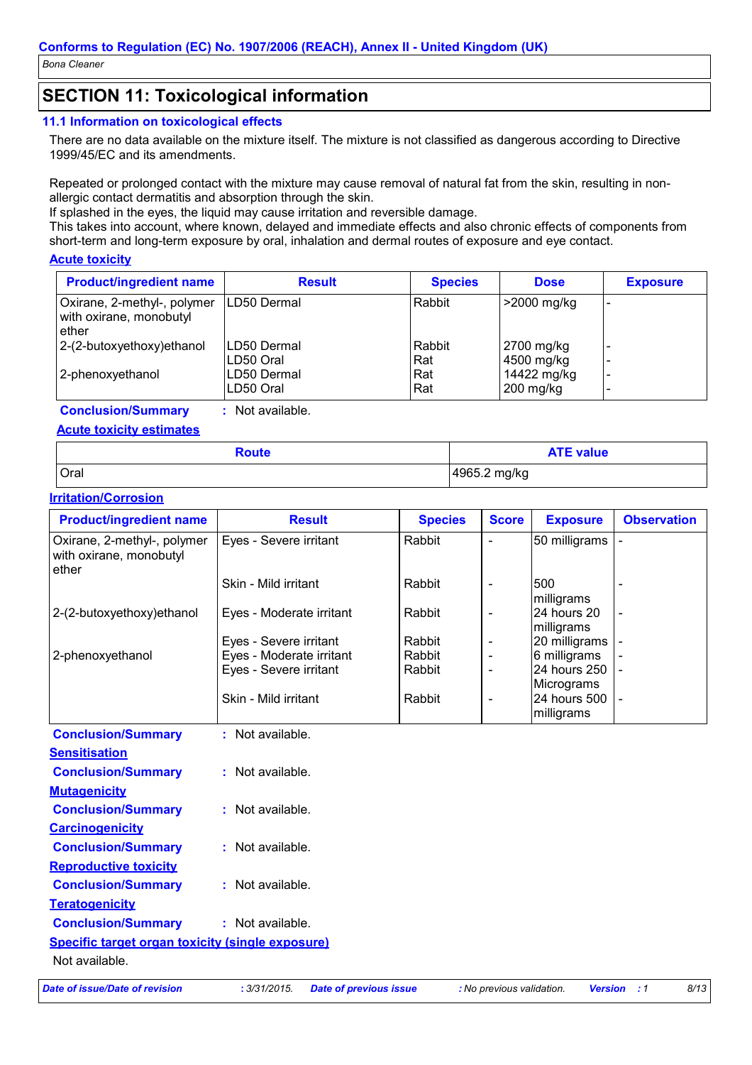## SECTION 11: Toxicological information

### 11.1 Information on toxicological effects

There are no data available on the mixture itself. The mixture is not classified as dangerous according to Directive 1999/45/EC and its amendments.

Repeated or prolonged contact with the mixture may cause removal of natural fat from the skin, resulting in non-allergic contact dermatitis and absorption through the skin.
If splashed in the eyes, the liquid may cause irritation and reversible damage.
This takes into account, where known, delayed and immediate effects and also chronic effects of components from short-term and long-term exposure by oral, inhalation and dermal routes of exposure and eye contact.

**Acute toxicity**

| Product/ingredient name | Result | Species | Dose | Exposure |
|---|---|---|---|---|
| Oxirane, 2-methyl-, polymer with oxirane, monobutyl ether | LD50 Dermal | Rabbit | >2000 mg/kg | - |
| 2-(2-butoxyethoxy)ethanol | LD50 Dermal | Rabbit | 2700 mg/kg | - |
| | LD50 Oral | Rat | 4500 mg/kg | - |
| 2-phenoxyethanol | LD50 Dermal | Rat | 14422 mg/kg | - |
| | LD50 Oral | Rat | 200 mg/kg | - |

**Conclusion/Summary** : Not available.

**Acute toxicity estimates**

| Route | ATE value |
|---|---|
| Oral | 4965.2 mg/kg |

**Irritation/Corrosion**

| Product/ingredient name | Result | Species | Score | Exposure | Observation |
|---|---|---|---|---|---|
| Oxirane, 2-methyl-, polymer with oxirane, monobutyl ether | Eyes - Severe irritant | Rabbit | - | 50 milligrams | - |
| | Skin - Mild irritant | Rabbit | - | 500 milligrams | - |
| 2-(2-butoxyethoxy)ethanol | Eyes - Moderate irritant | Rabbit | - | 24 hours 20 milligrams | - |
| | Eyes - Severe irritant | Rabbit | - | 20 milligrams | - |
| 2-phenoxyethanol | Eyes - Moderate irritant | Rabbit | - | 6 milligrams | - |
| | Eyes - Severe irritant | Rabbit | - | 24 hours 250 Micrograms | - |
| | Skin - Mild irritant | Rabbit | - | 24 hours 500 milligrams | - |

**Conclusion/Summary** : Not available.

**Sensitisation**

**Conclusion/Summary** : Not available.

**Mutagenicity**

**Conclusion/Summary** : Not available.

**Carcinogenicity**

**Conclusion/Summary** : Not available.

**Reproductive toxicity**

**Conclusion/Summary** : Not available.

**Teratogenicity**

**Conclusion/Summary** : Not available.

**Specific target organ toxicity (single exposure)**

Not available.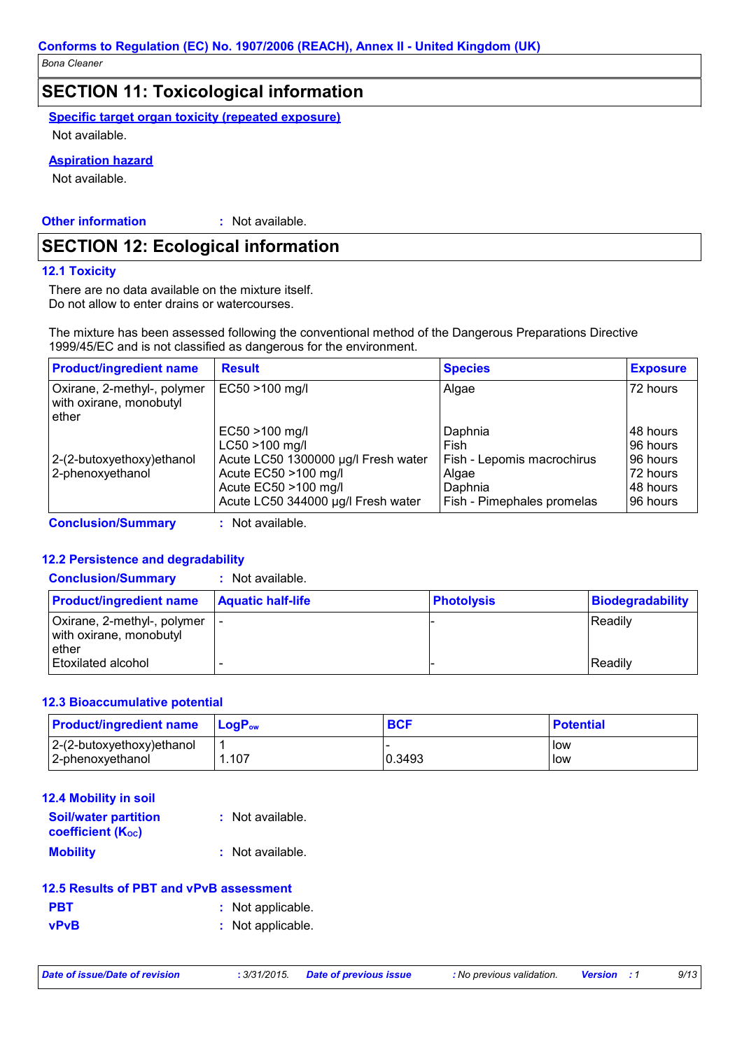## SECTION 11: Toxicological information

**Specific target organ toxicity (repeated exposure)**

Not available.

**Aspiration hazard**

Not available.

**Other information** : Not available.

## SECTION 12: Ecological information

### 12.1 Toxicity

There are no data available on the mixture itself.
Do not allow to enter drains or watercourses.

The mixture has been assessed following the conventional method of the Dangerous Preparations Directive 1999/45/EC and is not classified as dangerous for the environment.

| Product/ingredient name | Result | Species | Exposure |
|---|---|---|---|
| Oxirane, 2-methyl-, polymer with oxirane, monobutyl ether | EC50 >100 mg/l | Algae | 72 hours |
| | EC50 >100 mg/l | Daphnia | 48 hours |
| | LC50 >100 mg/l | Fish | 96 hours |
| 2-(2-butoxyethoxy)ethanol | Acute LC50 1300000 µg/l Fresh water | Fish - Lepomis macrochirus | 96 hours |
| 2-phenoxyethanol | Acute EC50 >100 mg/l | Algae | 72 hours |
| | Acute EC50 >100 mg/l | Daphnia | 48 hours |
| | Acute LC50 344000 µg/l Fresh water | Fish - Pimephales promelas | 96 hours |

**Conclusion/Summary** : Not available.

### 12.2 Persistence and degradability

**Conclusion/Summary** : Not available.

| Product/ingredient name | Aquatic half-life | Photolysis | Biodegradability |
|---|---|---|---|
| Oxirane, 2-methyl-, polymer with oxirane, monobutyl ether | - | - | Readily |
| Etoxilated alcohol | - | - | Readily |

### 12.3 Bioaccumulative potential

| Product/ingredient name | $LogP_{ow}$ | BCF | Potential |
|---|---|---|---|
| 2-(2-butoxyethoxy)ethanol | 1 | - | low |
| 2-phenoxyethanol | 1.107 | 0.3493 | low |

### 12.4 Mobility in soil

**Soil/water partition coefficient ($K_{OC}$)** : Not available.

**Mobility** : Not available.

### 12.5 Results of PBT and vPvB assessment

**PBT** : Not applicable.

**vPvB** : Not applicable.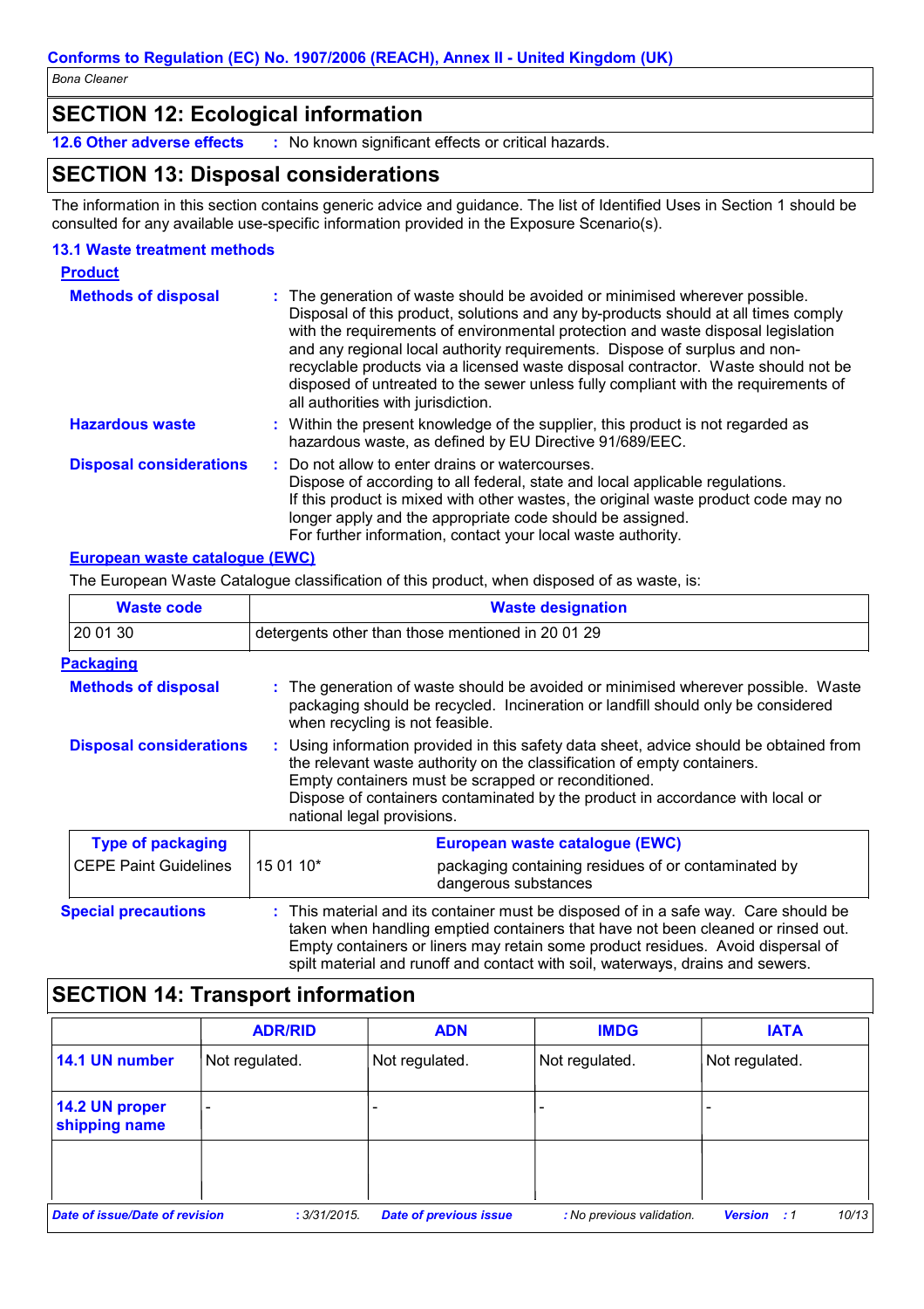## SECTION 12: Ecological information

**12.6 Other adverse effects** : No known significant effects or critical hazards.

## SECTION 13: Disposal considerations

The information in this section contains generic advice and guidance. The list of Identified Uses in Section 1 should be consulted for any available use-specific information provided in the Exposure Scenario(s).

### 13.1 Waste treatment methods

**Product**

**Methods of disposal** : The generation of waste should be avoided or minimised wherever possible. Disposal of this product, solutions and any by-products should at all times comply with the requirements of environmental protection and waste disposal legislation and any regional local authority requirements. Dispose of surplus and non-recyclable products via a licensed waste disposal contractor. Waste should not be disposed of untreated to the sewer unless fully compliant with the requirements of all authorities with jurisdiction.

**Hazardous waste** : Within the present knowledge of the supplier, this product is not regarded as hazardous waste, as defined by EU Directive 91/689/EEC.

**Disposal considerations** : Do not allow to enter drains or watercourses.
Dispose of according to all federal, state and local applicable regulations.
If this product is mixed with other wastes, the original waste product code may no longer apply and the appropriate code should be assigned.
For further information, contact your local waste authority.

**European waste catalogue (EWC)**

The European Waste Catalogue classification of this product, when disposed of as waste, is:

| Waste code | Waste designation |
|---|---|
| 20 01 30 | detergents other than those mentioned in 20 01 29 |

**Packaging**

**Methods of disposal** : The generation of waste should be avoided or minimised wherever possible. Waste packaging should be recycled. Incineration or landfill should only be considered when recycling is not feasible.

**Disposal considerations** : Using information provided in this safety data sheet, advice should be obtained from the relevant waste authority on the classification of empty containers.
Empty containers must be scrapped or reconditioned.
Dispose of containers contaminated by the product in accordance with local or national legal provisions.

| Type of packaging | European waste catalogue (EWC) | |
|---|---|---|
| CEPE Paint Guidelines | 15 01 10* | packaging containing residues of or contaminated by dangerous substances |

**Special precautions** : This material and its container must be disposed of in a safe way. Care should be taken when handling emptied containers that have not been cleaned or rinsed out. Empty containers or liners may retain some product residues. Avoid dispersal of spilt material and runoff and contact with soil, waterways, drains and sewers.

## SECTION 14: Transport information

| | ADR/RID | ADN | IMDG | IATA |
|---|---|---|---|---|
| 14.1 UN number | Not regulated. | Not regulated. | Not regulated. | Not regulated. |
| 14.2 UN proper shipping name | - | - | - | - |
| | | | | |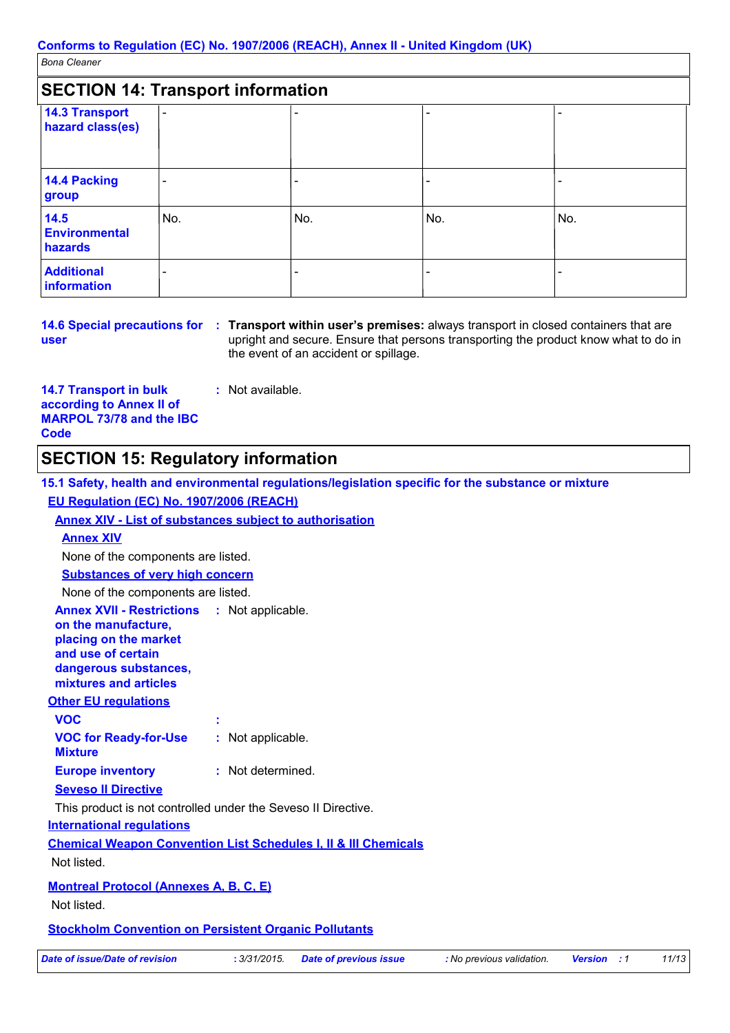## SECTION 14: Transport information

| | | | | |
|---|---|---|---|---|
| **14.3 Transport hazard class(es)** | - | - | - | - |
| **14.4 Packing group** | - | - | - | - |
| **14.5 Environmental hazards** | No. | No. | No. | No. |
| **Additional information** | - | - | - | - |

**14.6 Special precautions for user** : **Transport within user's premises:** always transport in closed containers that are upright and secure. Ensure that persons transporting the product know what to do in the event of an accident or spillage.

**14.7 Transport in bulk according to Annex II of MARPOL 73/78 and the IBC Code** : Not available.

## SECTION 15: Regulatory information

### 15.1 Safety, health and environmental regulations/legislation specific for the substance or mixture

**EU Regulation (EC) No. 1907/2006 (REACH)**

**Annex XIV - List of substances subject to authorisation**

**Annex XIV**

None of the components are listed.

**Substances of very high concern**

None of the components are listed.

**Annex XVII - Restrictions on the manufacture, placing on the market and use of certain dangerous substances, mixtures and articles** : Not applicable.

**Other EU regulations**

**VOC** :

**VOC for Ready-for-Use Mixture** : Not applicable.

**Europe inventory** : Not determined.

**Seveso II Directive**

This product is not controlled under the Seveso II Directive.

**International regulations**

**Chemical Weapon Convention List Schedules I, II & III Chemicals**

Not listed.

**Montreal Protocol (Annexes A, B, C, E)**

Not listed.

**Stockholm Convention on Persistent Organic Pollutants**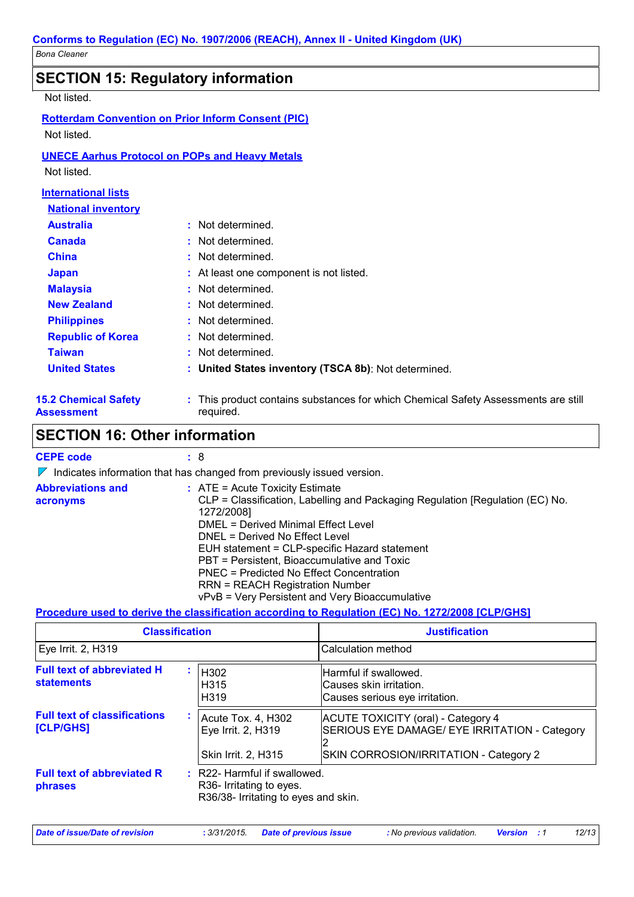## SECTION 15: Regulatory information

Not listed.

**Rotterdam Convention on Prior Inform Consent (PIC)**

Not listed.

**UNECE Aarhus Protocol on POPs and Heavy Metals**

Not listed.

**International lists**

**National inventory**

| | |
|---|---|
| **Australia** | : Not determined. |
| **Canada** | : Not determined. |
| **China** | : Not determined. |
| **Japan** | : At least one component is not listed. |
| **Malaysia** | : Not determined. |
| **New Zealand** | : Not determined. |
| **Philippines** | : Not determined. |
| **Republic of Korea** | : Not determined. |
| **Taiwan** | : Not determined. |
| **United States** | : **United States inventory (TSCA 8b)**: Not determined. |

**15.2 Chemical Safety Assessment** : This product contains substances for which Chemical Safety Assessments are still required.

## SECTION 16: Other information

**CEPE code** : 8

Indicates information that has changed from previously issued version.

**Abbreviations and acronyms** :
ATE = Acute Toxicity Estimate
CLP = Classification, Labelling and Packaging Regulation [Regulation (EC) No. 1272/2008]
DMEL = Derived Minimal Effect Level
DNEL = Derived No Effect Level
EUH statement = CLP-specific Hazard statement
PBT = Persistent, Bioaccumulative and Toxic
PNEC = Predicted No Effect Concentration
RRN = REACH Registration Number
vPvB = Very Persistent and Very Bioaccumulative

**Procedure used to derive the classification according to Regulation (EC) No. 1272/2008 [CLP/GHS]**

| Classification | Justification |
|---|---|
| Eye Irrit. 2, H319 | Calculation method |

**Full text of abbreviated H statements** :

| | |
|---|---|
| H302 | Harmful if swallowed. |
| H315 | Causes skin irritation. |
| H319 | Causes serious eye irritation. |

**Full text of classifications [CLP/GHS]** :

| | |
|---|---|
| Acute Tox. 4, H302 | ACUTE TOXICITY (oral) - Category 4 |
| Eye Irrit. 2, H319 | SERIOUS EYE DAMAGE/ EYE IRRITATION - Category 2 |
| Skin Irrit. 2, H315 | SKIN CORROSION/IRRITATION - Category 2 |

**Full text of abbreviated R phrases** :
R22- Harmful if swallowed.
R36- Irritating to eyes.
R36/38- Irritating to eyes and skin.

| *Date of issue/Date of revision* | *: 3/31/2015.* | *Date of previous issue* | *: No previous validation.* | *Version* | *: 1* |
|---|---|---|---|---|---|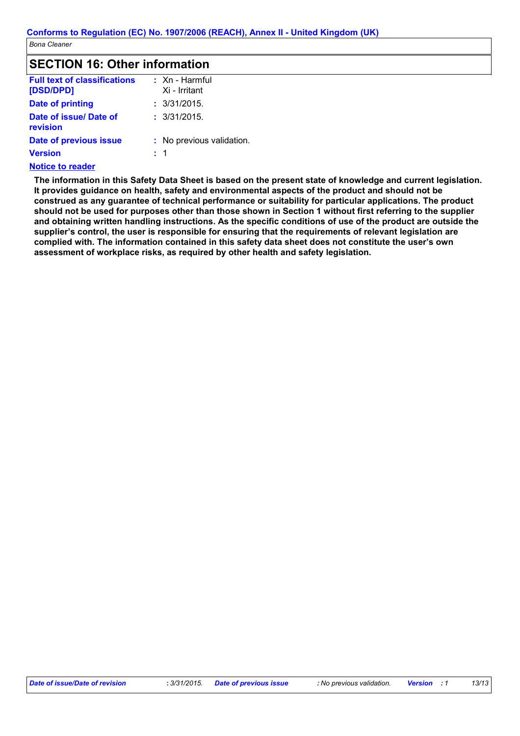## SECTION 16: Other information

| | | |
|---|---|---|
| **Full text of classifications [DSD/DPD]** | : | Xn - Harmful<br>Xi - Irritant |
| **Date of printing** | : | 3/31/2015. |
| **Date of issue/ Date of revision** | : | 3/31/2015. |
| **Date of previous issue** | : | No previous validation. |
| **Version** | : | 1 |

**Notice to reader**

**The information in this Safety Data Sheet is based on the present state of knowledge and current legislation. It provides guidance on health, safety and environmental aspects of the product and should not be construed as any guarantee of technical performance or suitability for particular applications. The product should not be used for purposes other than those shown in Section 1 without first referring to the supplier and obtaining written handling instructions. As the specific conditions of use of the product are outside the supplier's control, the user is responsible for ensuring that the requirements of relevant legislation are complied with. The information contained in this safety data sheet does not constitute the user's own assessment of workplace risks, as required by other health and safety legislation.**